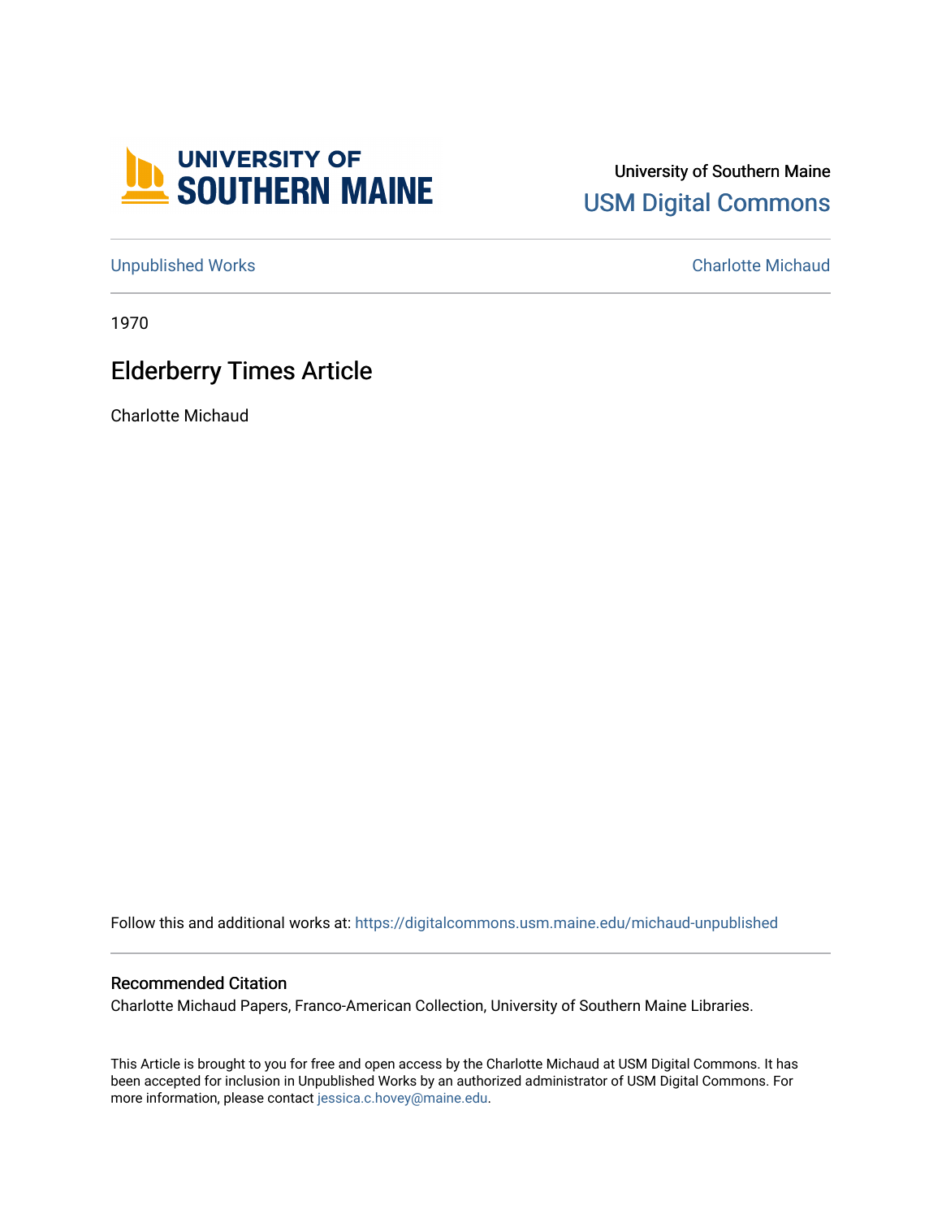University of Southern Maine

USM Digital Commons

Unpublished Works | Charlotte Michaud

1970

# Elderberry Times Article

Charlotte Michaud

Follow this and additional works at: https://digitalcommons.usm.maine.edu/michaud-unpublished

## Recommended Citation

Charlotte Michaud Papers, Franco-American Collection, University of Southern Maine Libraries.

This Article is brought to you for free and open access by the Charlotte Michaud at USM Digital Commons. It has been accepted for inclusion in Unpublished Works by an authorized administrator of USM Digital Commons. For more information, please contact jessica.c.hovey@maine.edu.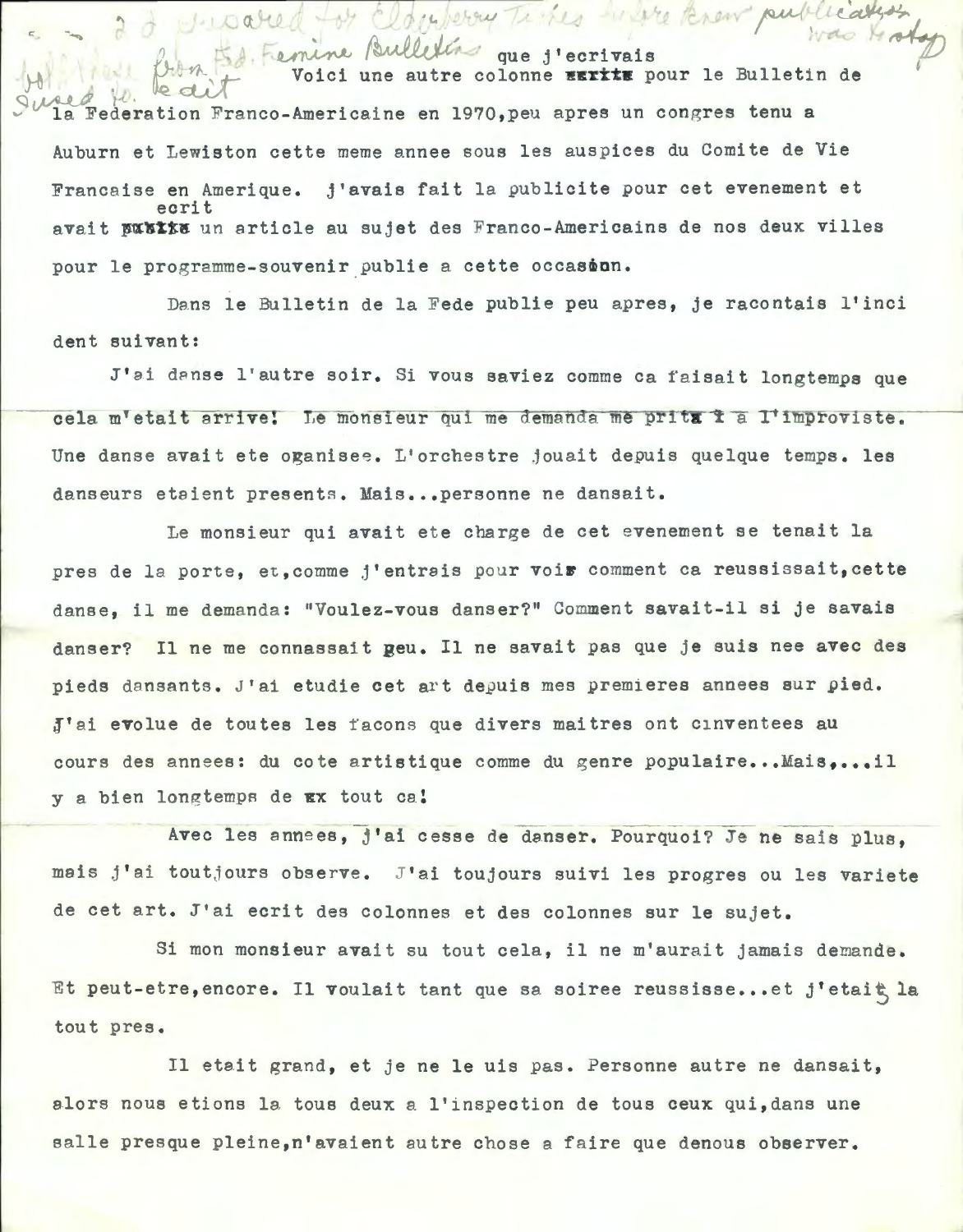2 d prepared for Elderberry Tales before knew publication was to stop

Fed Femine Bulletins

Used for le dit

Voici une autre colonne que j'ecrivais pour le Bulletin de la Federation Franco-Americaine en 1970, peu apres un congres tenu a Auburn et Lewiston cette meme annee sous les auspices du Comite de Vie Francaise en Amerique. j'avais fait la publicite pour cet evenement et avait ecrit un article au sujet des Franco-Americains de nos deux villes pour le programme-souvenir publie a cette occasion.

Dans le Bulletin de la Fede publie peu apres, je racontais l'incident suivant:

J'ai danse l'autre soir. Si vous saviez comme ca faisait longtemps que cela m'etait arrive! Le monsieur qui me demanda me prit a l'improviste. Une danse avait ete organisee. L'orchestre jouait depuis quelque temps. les danseurs etaient presents. Mais...personne ne dansait.

Le monsieur qui avait ete charge de cet evenement se tenait la pres de la porte, et, comme j'entrais pour voir comment ca reussissait, cette danse, il me demanda: "Voulez-vous danser?" Comment savait-il si je savais danser? Il ne me connassait peu. Il ne savait pas que je suis nee avec des pieds dansants. J'ai etudie cet art depuis mes premieres annees sur pied. J'ai evolue de toutes les facons que divers maitres ont cinventees au cours des annees: du cote artistique comme du genre populaire...Mais,...il y a bien longtemps de tout ca!

Avec les annees, j'ai cesse de danser. Pourquoi? Je ne sais plus, mais j'ai toutjours observe. J'ai toujours suivi les progres ou les variete de cet art. J'ai ecrit des colonnes et des colonnes sur le sujet.

Si mon monsieur avait su tout cela, il ne m'aurait jamais demande. Et peut-etre, encore. Il voulait tant que sa soiree reussisse...et j'etais la tout pres.

Il etait grand, et je ne le uis pas. Personne autre ne dansait, alors nous etions la tous deux a l'inspection de tous ceux qui, dans une salle presque pleine, n'avaient autre chose a faire que denous observer.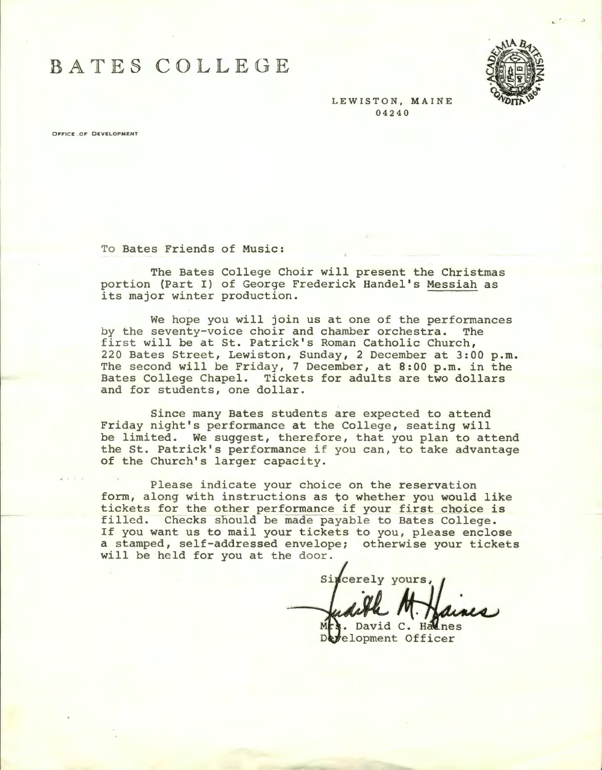# BATES COLLEGE

LEWISTON, MAINE
04240

OFFICE OF DEVELOPMENT

To Bates Friends of Music:

The Bates College Choir will present the Christmas portion (Part I) of George Frederick Handel's Messiah as its major winter production.

We hope you will join us at one of the performances by the seventy-voice choir and chamber orchestra. The first will be at St. Patrick's Roman Catholic Church, 220 Bates Street, Lewiston, Sunday, 2 December at 3:00 p.m. The second will be Friday, 7 December, at 8:00 p.m. in the Bates College Chapel. Tickets for adults are two dollars and for students, one dollar.

Since many Bates students are expected to attend Friday night's performance at the College, seating will be limited. We suggest, therefore, that you plan to attend the St. Patrick's performance if you can, to take advantage of the Church's larger capacity.

Please indicate your choice on the reservation form, along with instructions as to whether you would like tickets for the other performance if your first choice is filled. Checks should be made payable to Bates College. If you want us to mail your tickets to you, please enclose a stamped, self-addressed envelope; otherwise your tickets will be held for you at the door.

Sincerely yours,

Judith H. Haines

Mrs. David C. Haines
Development Officer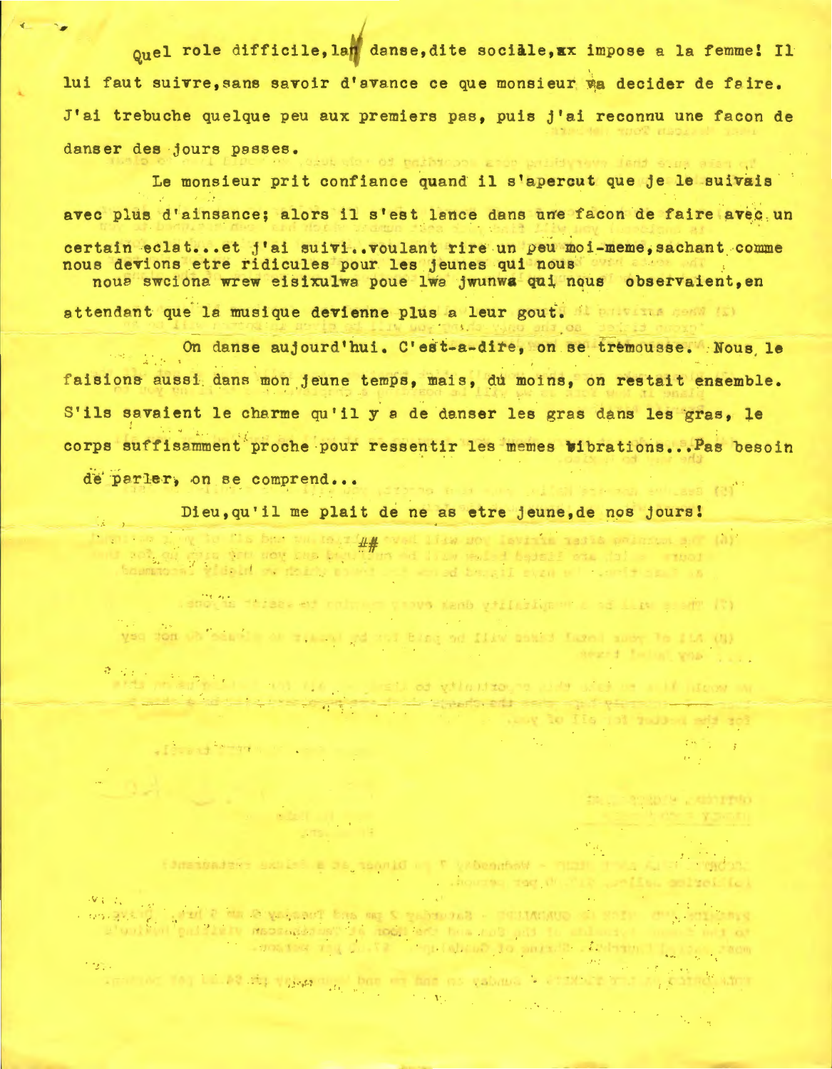Quel role difficile, la danse, dite sociale, impose a la femme! Il lui faut suivre, sans savoir d'avance ce que monsieur va decider de faire. J'ai trebuche quelque peu aux premiers pas, puis j'ai reconnu une facon de danser des jours passes.

Le monsieur prit confiance quand il s'apercut que je le suivais avec plus d'ainsance; alors il s'est lance dans une facon de faire avec un certain eclat...et j'ai suivi..voulant rire un peu moi-meme, sachant comme nous devions etre ridicules pour les jeunes qui nous observaient, en attendant que la musique devienne plus a leur gout.

On danse aujourd'hui. C'est-a-dire, on se tremousse. Nous le faisions aussi dans mon jeune temps, mais, du moins, on restait ensemble. S'ils savaient le charme qu'il y a de danser les gras dans les gras, le corps suffisamment proche pour ressentir les memes vibrations...Pas besoin de parler, on se comprend...

Dieu, qu'il me plait de ne as etre jeune, de nos jours!

##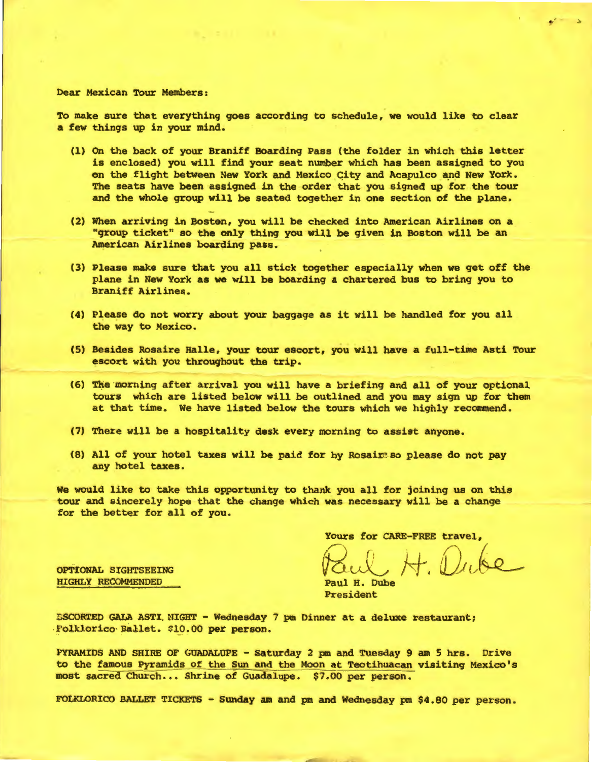Dear Mexican Tour Members:

To make sure that everything goes according to schedule, we would like to clear a few things up in your mind.

(1) On the back of your Braniff Boarding Pass (the folder in which this letter is enclosed) you will find your seat number which has been assigned to you on the flight between New York and Mexico City and Acapulco and New York. The seats have been assigned in the order that you signed up for the tour and the whole group will be seated together in one section of the plane.

(2) When arriving in Boston, you will be checked into American Airlines on a "group ticket" so the only thing you will be given in Boston will be an American Airlines boarding pass.

(3) Please make sure that you all stick together especially when we get off the plane in New York as we will be boarding a chartered bus to bring you to Braniff Airlines.

(4) Please do not worry about your baggage as it will be handled for you all the way to Mexico.

(5) Besides Rosaire Halle, your tour escort, you will have a full-time Asti Tour escort with you throughout the trip.

(6) The morning after arrival you will have a briefing and all of your optional tours which are listed below will be outlined and you may sign up for them at that time. We have listed below the tours which we highly recommend.

(7) There will be a hospitality desk every morning to assist anyone.

(8) All of your hotel taxes will be paid for by Rosaire so please do not pay any hotel taxes.

We would like to take this opportunity to thank you all for joining us on this tour and sincerely hope that the change which was necessary will be a change for the better for all of you.

Yours for CARE-FREE travel,

Paul H. Dube

Paul H. Dube
President

OPTIONAL SIGHTSEEING
HIGHLY RECOMMENDED

ESCORTED GALA ASTI NIGHT - Wednesday 7 pm Dinner at a deluxe restaurant; Folklorico Ballet. $10.00 per person.

PYRAMIDS AND SHIRE OF GUADALUPE - Saturday 2 pm and Tuesday 9 am 5 hrs. Drive to the famous Pyramids of the Sun and the Moon at Teotihuacan visiting Mexico's most sacred Church... Shrine of Guadalupe. $7.00 per person.

FOLKLORICO BALLET TICKETS - Sunday am and pm and Wednesday pm $4.80 per person.